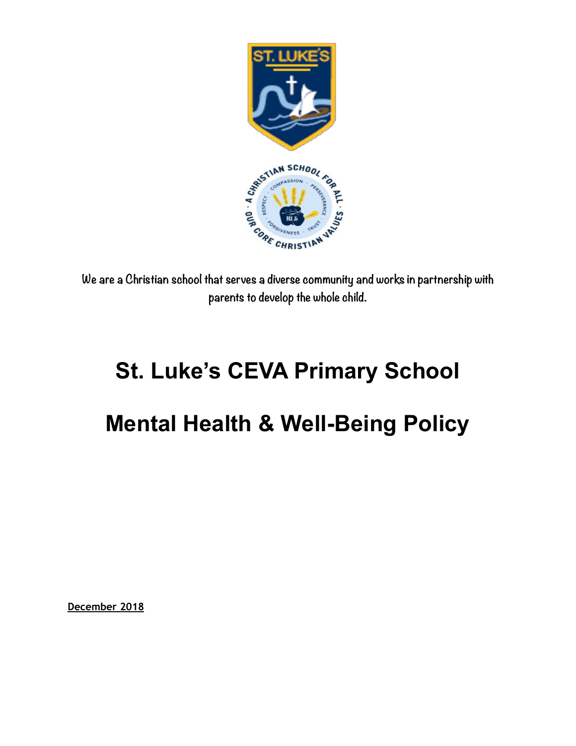We are a Christian school that serves a diverse community and works in partnership with parents to develop the whole child.

# St. Luke's CEVA Primary School

# Mental Health & Well-Being Policy

**December 2018**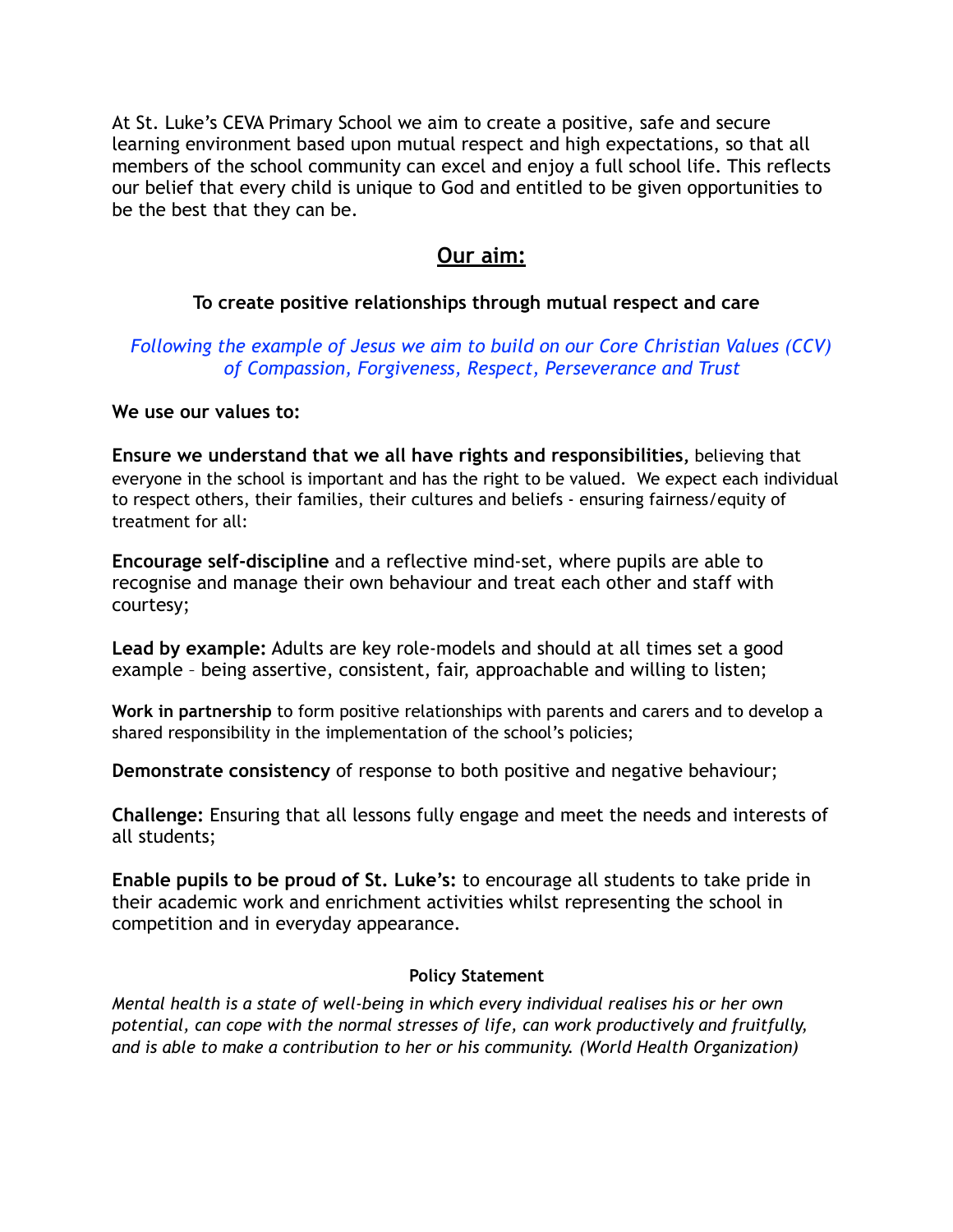At St. Luke's CEVA Primary School we aim to create a positive, safe and secure learning environment based upon mutual respect and high expectations, so that all members of the school community can excel and enjoy a full school life. This reflects our belief that every child is unique to God and entitled to be given opportunities to be the best that they can be.

## Our aim:

**To create positive relationships through mutual respect and care**

*Following the example of Jesus we aim to build on our Core Christian Values (CCV) of Compassion, Forgiveness, Respect, Perseverance and Trust*

**We use our values to:**

**Ensure we understand that we all have rights and responsibilities**, believing that everyone in the school is important and has the right to be valued. We expect each individual to respect others, their families, their cultures and beliefs - ensuring fairness/equity of treatment for all:

**Encourage self-discipline** and a reflective mind-set, where pupils are able to recognise and manage their own behaviour and treat each other and staff with courtesy;

**Lead by example:** Adults are key role-models and should at all times set a good example – being assertive, consistent, fair, approachable and willing to listen;

**Work in partnership** to form positive relationships with parents and carers and to develop a shared responsibility in the implementation of the school's policies;

**Demonstrate consistency** of response to both positive and negative behaviour;

**Challenge:** Ensuring that all lessons fully engage and meet the needs and interests of all students;

**Enable pupils to be proud of St. Luke's:** to encourage all students to take pride in their academic work and enrichment activities whilst representing the school in competition and in everyday appearance.

**Policy Statement**

*Mental health is a state of well-being in which every individual realises his or her own potential, can cope with the normal stresses of life, can work productively and fruitfully, and is able to make a contribution to her or his community. (World Health Organization)*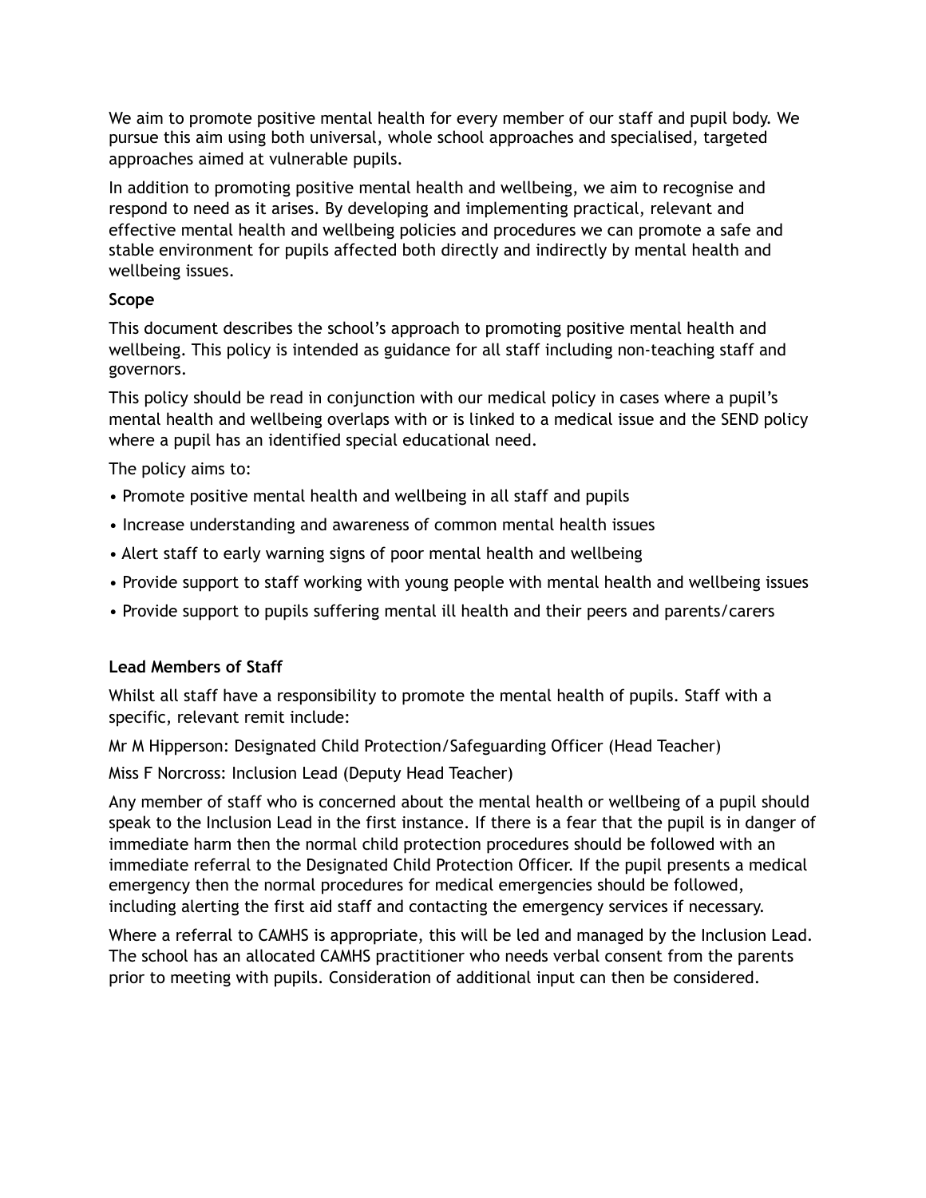We aim to promote positive mental health for every member of our staff and pupil body. We pursue this aim using both universal, whole school approaches and specialised, targeted approaches aimed at vulnerable pupils.

In addition to promoting positive mental health and wellbeing, we aim to recognise and respond to need as it arises. By developing and implementing practical, relevant and effective mental health and wellbeing policies and procedures we can promote a safe and stable environment for pupils affected both directly and indirectly by mental health and wellbeing issues.

**Scope**

This document describes the school's approach to promoting positive mental health and wellbeing. This policy is intended as guidance for all staff including non-teaching staff and governors.

This policy should be read in conjunction with our medical policy in cases where a pupil's mental health and wellbeing overlaps with or is linked to a medical issue and the SEND policy where a pupil has an identified special educational need.

The policy aims to:

- Promote positive mental health and wellbeing in all staff and pupils
- Increase understanding and awareness of common mental health issues
- Alert staff to early warning signs of poor mental health and wellbeing
- Provide support to staff working with young people with mental health and wellbeing issues
- Provide support to pupils suffering mental ill health and their peers and parents/carers

**Lead Members of Staff**

Whilst all staff have a responsibility to promote the mental health of pupils. Staff with a specific, relevant remit include:

Mr M Hipperson: Designated Child Protection/Safeguarding Officer (Head Teacher)

Miss F Norcross: Inclusion Lead (Deputy Head Teacher)

Any member of staff who is concerned about the mental health or wellbeing of a pupil should speak to the Inclusion Lead in the first instance. If there is a fear that the pupil is in danger of immediate harm then the normal child protection procedures should be followed with an immediate referral to the Designated Child Protection Officer. If the pupil presents a medical emergency then the normal procedures for medical emergencies should be followed, including alerting the first aid staff and contacting the emergency services if necessary.

Where a referral to CAMHS is appropriate, this will be led and managed by the Inclusion Lead. The school has an allocated CAMHS practitioner who needs verbal consent from the parents prior to meeting with pupils. Consideration of additional input can then be considered.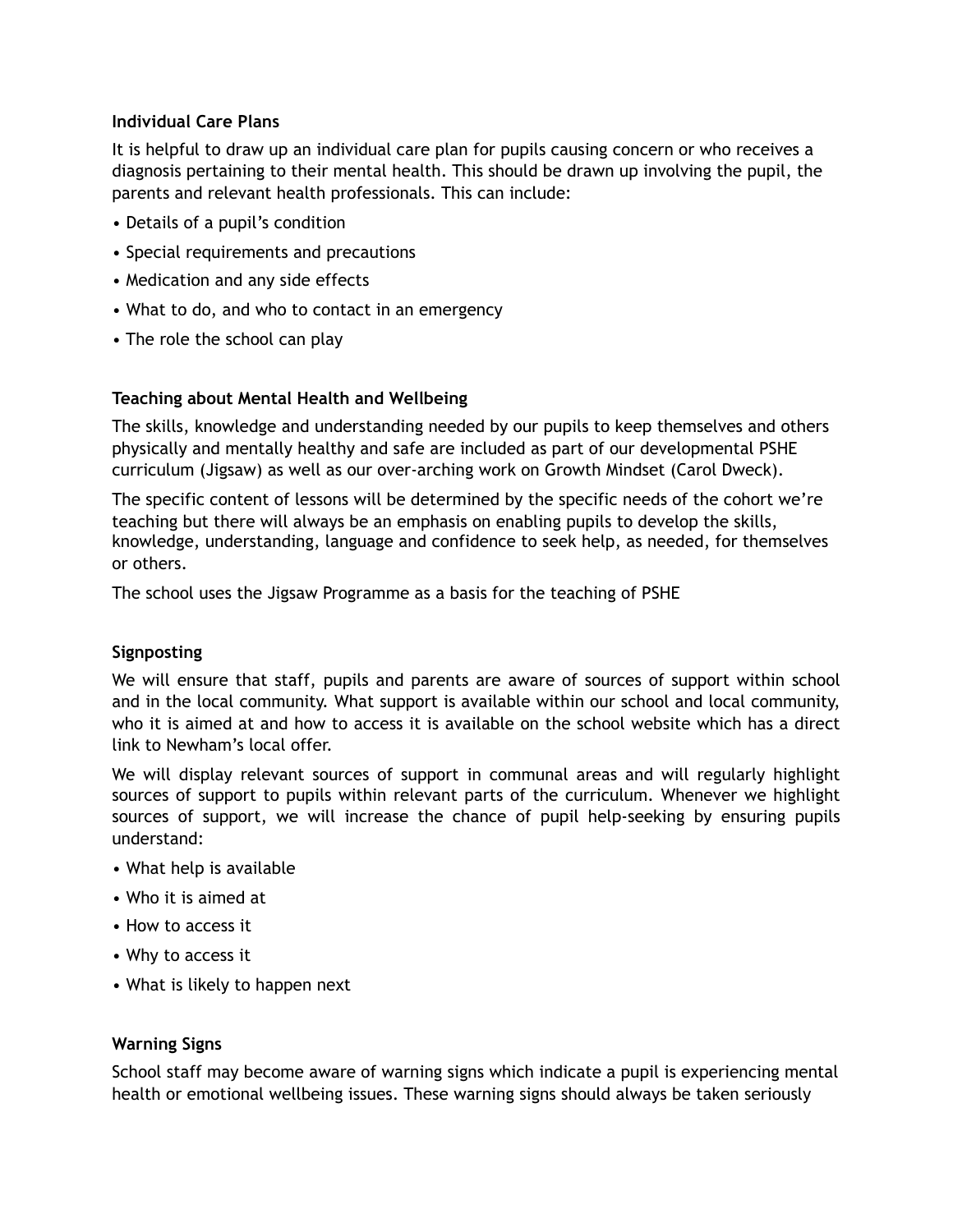**Individual Care Plans**

It is helpful to draw up an individual care plan for pupils causing concern or who receives a diagnosis pertaining to their mental health. This should be drawn up involving the pupil, the parents and relevant health professionals. This can include:

- Details of a pupil's condition
- Special requirements and precautions
- Medication and any side effects
- What to do, and who to contact in an emergency
- The role the school can play

**Teaching about Mental Health and Wellbeing**

The skills, knowledge and understanding needed by our pupils to keep themselves and others physically and mentally healthy and safe are included as part of our developmental PSHE curriculum (Jigsaw) as well as our over-arching work on Growth Mindset (Carol Dweck).

The specific content of lessons will be determined by the specific needs of the cohort we're teaching but there will always be an emphasis on enabling pupils to develop the skills, knowledge, understanding, language and confidence to seek help, as needed, for themselves or others.

The school uses the Jigsaw Programme as a basis for the teaching of PSHE

**Signposting**

We will ensure that staff, pupils and parents are aware of sources of support within school and in the local community. What support is available within our school and local community, who it is aimed at and how to access it is available on the school website which has a direct link to Newham's local offer.

We will display relevant sources of support in communal areas and will regularly highlight sources of support to pupils within relevant parts of the curriculum. Whenever we highlight sources of support, we will increase the chance of pupil help-seeking by ensuring pupils understand:

- What help is available
- Who it is aimed at
- How to access it
- Why to access it
- What is likely to happen next

**Warning Signs**

School staff may become aware of warning signs which indicate a pupil is experiencing mental health or emotional wellbeing issues. These warning signs should always be taken seriously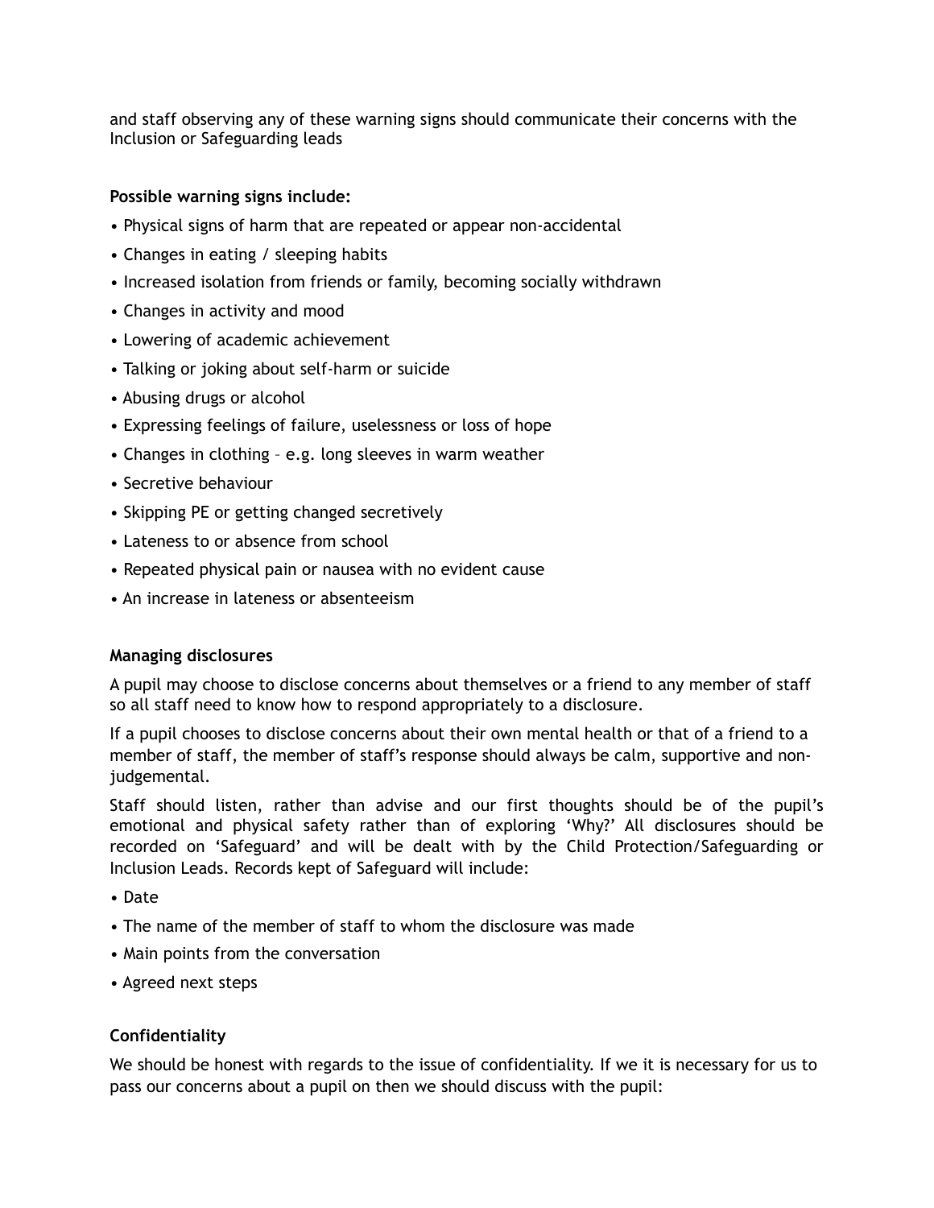and staff observing any of these warning signs should communicate their concerns with the Inclusion or Safeguarding leads

**Possible warning signs include:**

- Physical signs of harm that are repeated or appear non-accidental
- Changes in eating / sleeping habits
- Increased isolation from friends or family, becoming socially withdrawn
- Changes in activity and mood
- Lowering of academic achievement
- Talking or joking about self-harm or suicide
- Abusing drugs or alcohol
- Expressing feelings of failure, uselessness or loss of hope
- Changes in clothing – e.g. long sleeves in warm weather
- Secretive behaviour
- Skipping PE or getting changed secretively
- Lateness to or absence from school
- Repeated physical pain or nausea with no evident cause
- An increase in lateness or absenteeism

**Managing disclosures**

A pupil may choose to disclose concerns about themselves or a friend to any member of staff so all staff need to know how to respond appropriately to a disclosure.

If a pupil chooses to disclose concerns about their own mental health or that of a friend to a member of staff, the member of staff's response should always be calm, supportive and non-judgemental.

Staff should listen, rather than advise and our first thoughts should be of the pupil's emotional and physical safety rather than of exploring 'Why?' All disclosures should be recorded on 'Safeguard' and will be dealt with by the Child Protection/Safeguarding or Inclusion Leads. Records kept of Safeguard will include:

- Date
- The name of the member of staff to whom the disclosure was made
- Main points from the conversation
- Agreed next steps

**Confidentiality**

We should be honest with regards to the issue of confidentiality. If we it is necessary for us to pass our concerns about a pupil on then we should discuss with the pupil: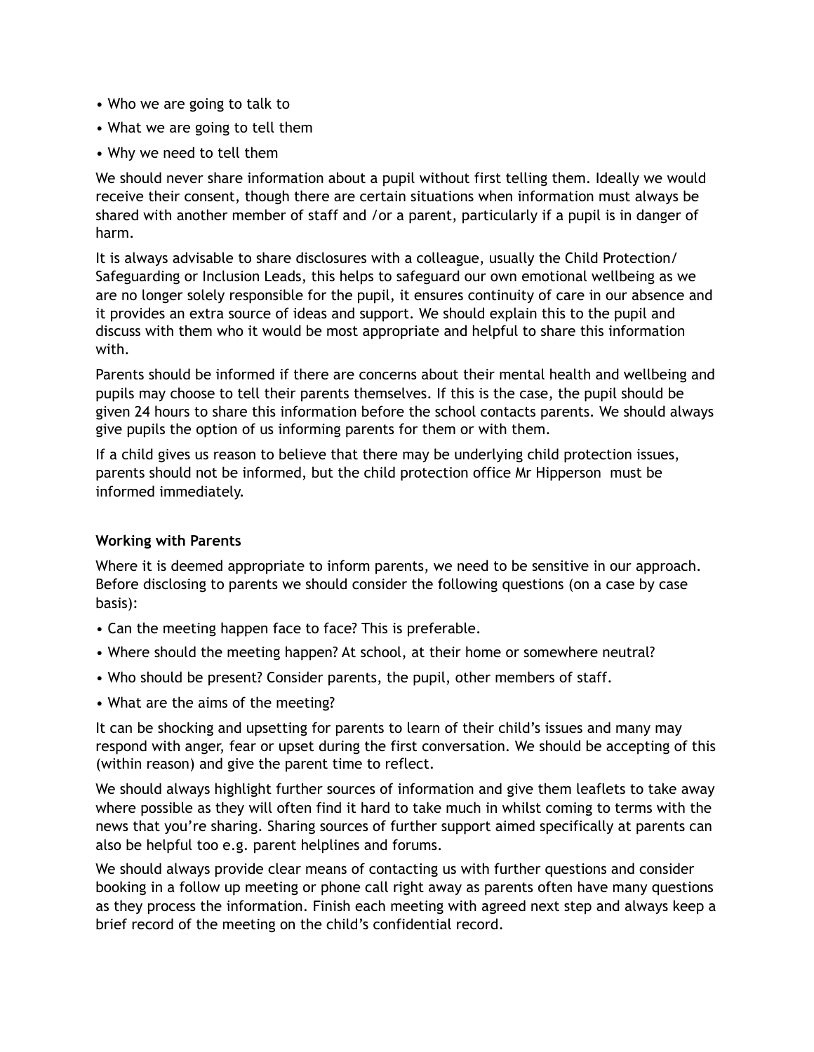- Who we are going to talk to
- What we are going to tell them
- Why we need to tell them

We should never share information about a pupil without first telling them. Ideally we would receive their consent, though there are certain situations when information must always be shared with another member of staff and /or a parent, particularly if a pupil is in danger of harm.

It is always advisable to share disclosures with a colleague, usually the Child Protection/ Safeguarding or Inclusion Leads, this helps to safeguard our own emotional wellbeing as we are no longer solely responsible for the pupil, it ensures continuity of care in our absence and it provides an extra source of ideas and support. We should explain this to the pupil and discuss with them who it would be most appropriate and helpful to share this information with.

Parents should be informed if there are concerns about their mental health and wellbeing and pupils may choose to tell their parents themselves. If this is the case, the pupil should be given 24 hours to share this information before the school contacts parents. We should always give pupils the option of us informing parents for them or with them.

If a child gives us reason to believe that there may be underlying child protection issues, parents should not be informed, but the child protection office Mr Hipperson  must be informed immediately.

**Working with Parents**

Where it is deemed appropriate to inform parents, we need to be sensitive in our approach. Before disclosing to parents we should consider the following questions (on a case by case basis):

- Can the meeting happen face to face? This is preferable.
- Where should the meeting happen? At school, at their home or somewhere neutral?
- Who should be present? Consider parents, the pupil, other members of staff.
- What are the aims of the meeting?

It can be shocking and upsetting for parents to learn of their child's issues and many may respond with anger, fear or upset during the first conversation. We should be accepting of this (within reason) and give the parent time to reflect.

We should always highlight further sources of information and give them leaflets to take away where possible as they will often find it hard to take much in whilst coming to terms with the news that you're sharing. Sharing sources of further support aimed specifically at parents can also be helpful too e.g. parent helplines and forums.

We should always provide clear means of contacting us with further questions and consider booking in a follow up meeting or phone call right away as parents often have many questions as they process the information. Finish each meeting with agreed next step and always keep a brief record of the meeting on the child's confidential record.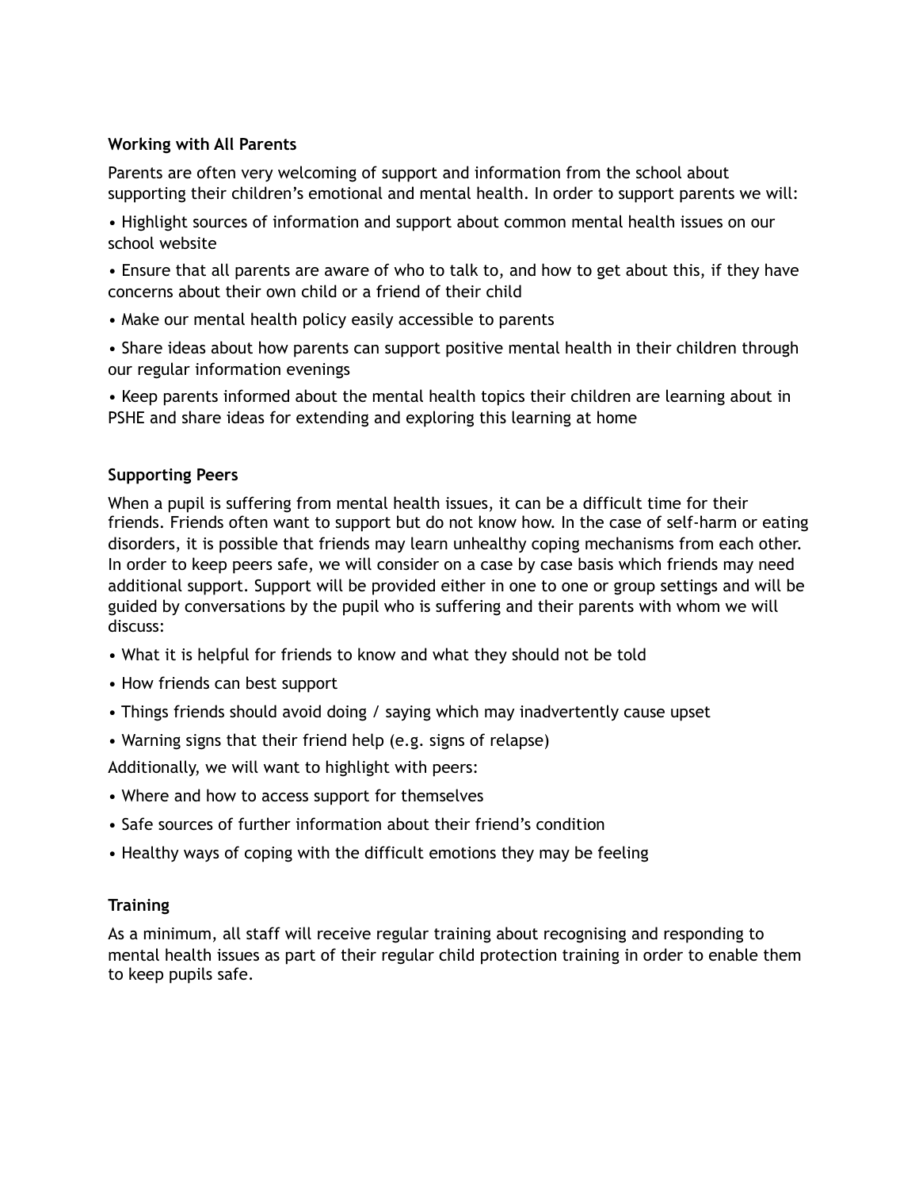### Working with All Parents

Parents are often very welcoming of support and information from the school about supporting their children's emotional and mental health. In order to support parents we will:

- Highlight sources of information and support about common mental health issues on our school website
- Ensure that all parents are aware of who to talk to, and how to get about this, if they have concerns about their own child or a friend of their child
- Make our mental health policy easily accessible to parents
- Share ideas about how parents can support positive mental health in their children through our regular information evenings
- Keep parents informed about the mental health topics their children are learning about in PSHE and share ideas for extending and exploring this learning at home

### Supporting Peers

When a pupil is suffering from mental health issues, it can be a difficult time for their friends. Friends often want to support but do not know how. In the case of self-harm or eating disorders, it is possible that friends may learn unhealthy coping mechanisms from each other. In order to keep peers safe, we will consider on a case by case basis which friends may need additional support. Support will be provided either in one to one or group settings and will be guided by conversations by the pupil who is suffering and their parents with whom we will discuss:

- What it is helpful for friends to know and what they should not be told
- How friends can best support
- Things friends should avoid doing / saying which may inadvertently cause upset
- Warning signs that their friend help (e.g. signs of relapse)

Additionally, we will want to highlight with peers:

- Where and how to access support for themselves
- Safe sources of further information about their friend's condition
- Healthy ways of coping with the difficult emotions they may be feeling

### Training

As a minimum, all staff will receive regular training about recognising and responding to mental health issues as part of their regular child protection training in order to enable them to keep pupils safe.